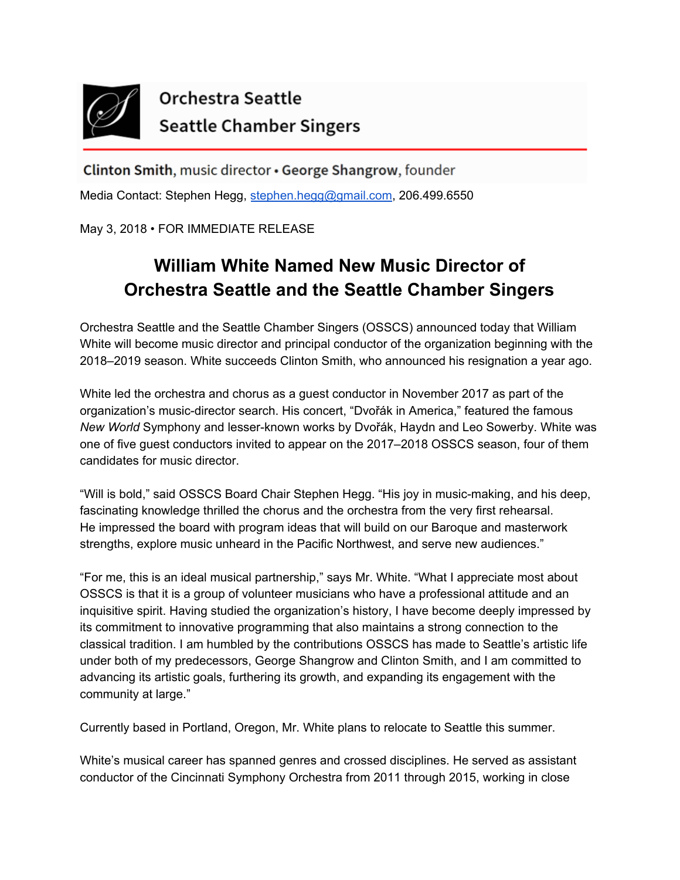Orchestra Seattle
Seattle Chamber Singers

**Clinton Smith**, music director • **George Shangrow**, founder

Media Contact: Stephen Hegg, [stephen.hegg@gmail.com](mailto:stephen.hegg@gmail.com), 206.499.6550

May 3, 2018 • FOR IMMEDIATE RELEASE

# William White Named New Music Director of Orchestra Seattle and the Seattle Chamber Singers

Orchestra Seattle and the Seattle Chamber Singers (OSSCS) announced today that William White will become music director and principal conductor of the organization beginning with the 2018–2019 season. White succeeds Clinton Smith, who announced his resignation a year ago.

White led the orchestra and chorus as a guest conductor in November 2017 as part of the organization's music-director search. His concert, "Dvořák in America," featured the famous *New World* Symphony and lesser-known works by Dvořák, Haydn and Leo Sowerby. White was one of five guest conductors invited to appear on the 2017–2018 OSSCS season, four of them candidates for music director.

"Will is bold," said OSSCS Board Chair Stephen Hegg. "His joy in music-making, and his deep, fascinating knowledge thrilled the chorus and the orchestra from the very first rehearsal. He impressed the board with program ideas that will build on our Baroque and masterwork strengths, explore music unheard in the Pacific Northwest, and serve new audiences."

"For me, this is an ideal musical partnership," says Mr. White. "What I appreciate most about OSSCS is that it is a group of volunteer musicians who have a professional attitude and an inquisitive spirit. Having studied the organization's history, I have become deeply impressed by its commitment to innovative programming that also maintains a strong connection to the classical tradition. I am humbled by the contributions OSSCS has made to Seattle's artistic life under both of my predecessors, George Shangrow and Clinton Smith, and I am committed to advancing its artistic goals, furthering its growth, and expanding its engagement with the community at large."

Currently based in Portland, Oregon, Mr. White plans to relocate to Seattle this summer.

White's musical career has spanned genres and crossed disciplines. He served as assistant conductor of the Cincinnati Symphony Orchestra from 2011 through 2015, working in close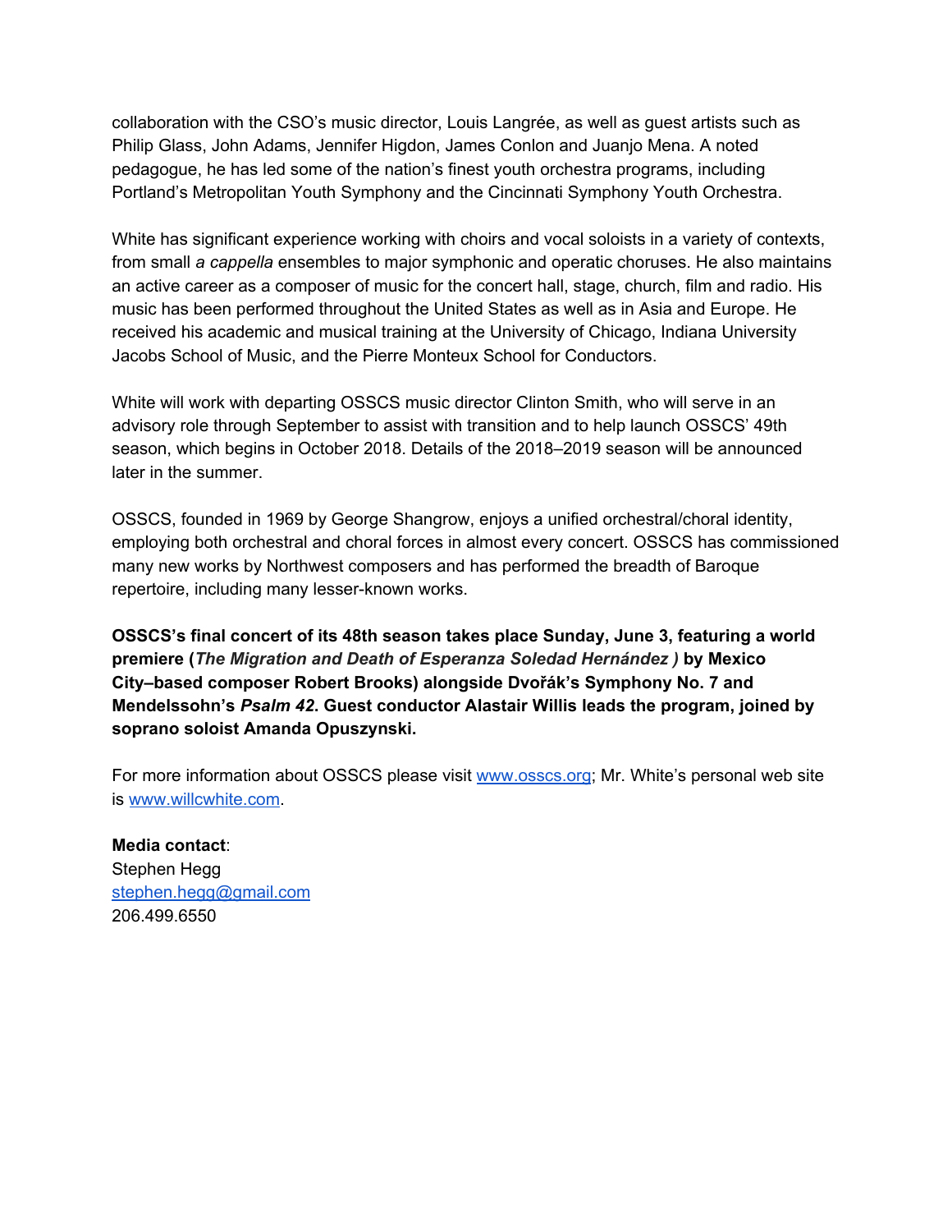collaboration with the CSO's music director, Louis Langrée, as well as guest artists such as Philip Glass, John Adams, Jennifer Higdon, James Conlon and Juanjo Mena. A noted pedagogue, he has led some of the nation's finest youth orchestra programs, including Portland's Metropolitan Youth Symphony and the Cincinnati Symphony Youth Orchestra.

White has significant experience working with choirs and vocal soloists in a variety of contexts, from small *a cappella* ensembles to major symphonic and operatic choruses. He also maintains an active career as a composer of music for the concert hall, stage, church, film and radio. His music has been performed throughout the United States as well as in Asia and Europe. He received his academic and musical training at the University of Chicago, Indiana University Jacobs School of Music, and the Pierre Monteux School for Conductors.

White will work with departing OSSCS music director Clinton Smith, who will serve in an advisory role through September to assist with transition and to help launch OSSCS' 49th season, which begins in October 2018. Details of the 2018–2019 season will be announced later in the summer.

OSSCS, founded in 1969 by George Shangrow, enjoys a unified orchestral/choral identity, employing both orchestral and choral forces in almost every concert. OSSCS has commissioned many new works by Northwest composers and has performed the breadth of Baroque repertoire, including many lesser-known works.

**OSSCS's final concert of its 48th season takes place Sunday, June 3, featuring a world premiere (*The Migration and Death of Esperanza Soledad Hernández )* by Mexico City–based composer Robert Brooks) alongside Dvořák's Symphony No. 7 and Mendelssohn's *Psalm 42*. Guest conductor Alastair Willis leads the program, joined by soprano soloist Amanda Opuszynski.**

For more information about OSSCS please visit [www.osscs.org](www.osscs.org); Mr. White's personal web site is [www.willcwhite.com](www.willcwhite.com).

**Media contact**:
Stephen Hegg
[stephen.hegg@gmail.com](mailto:stephen.hegg@gmail.com)
206.499.6550